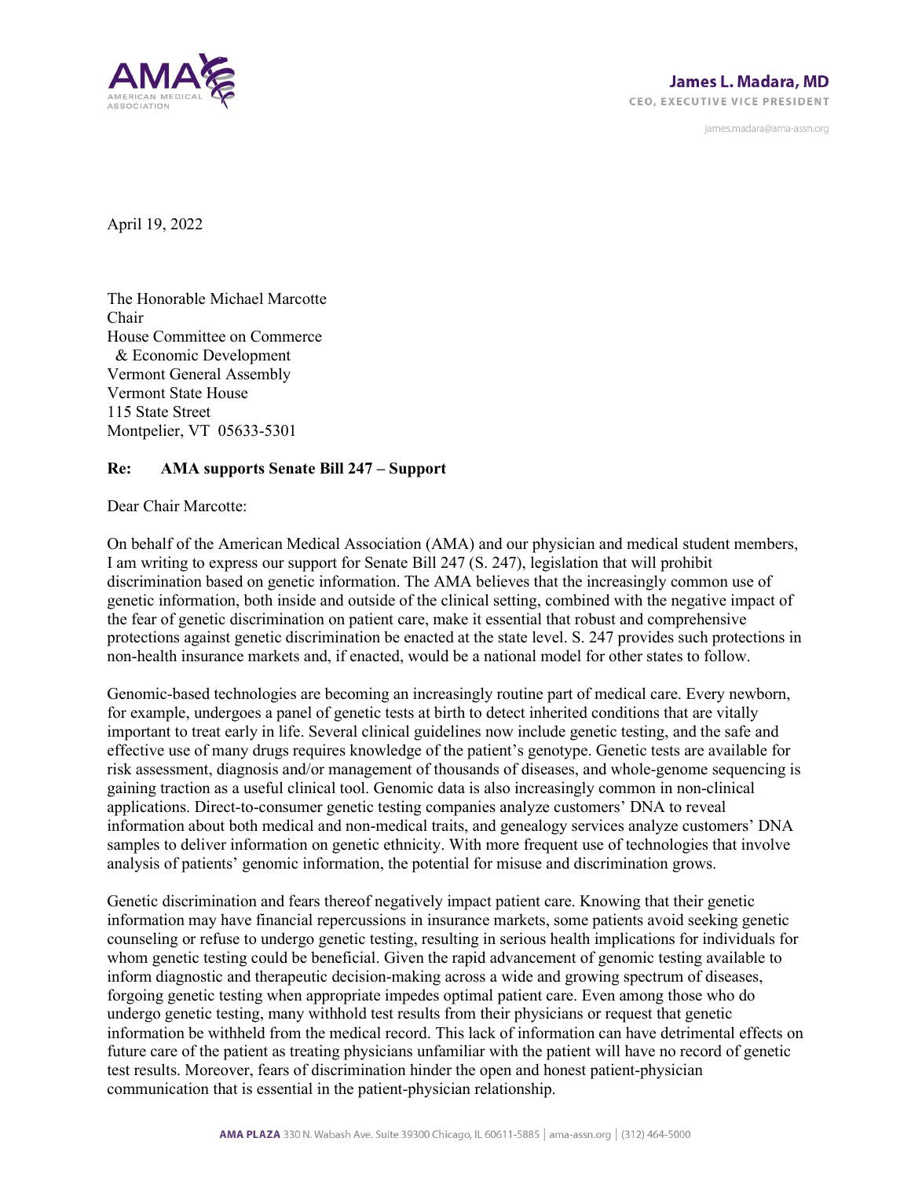**James L. Madara, MD**
CEO, EXECUTIVE VICE PRESIDENT

james.madara@ama-assn.org

April 19, 2022

The Honorable Michael Marcotte
Chair
House Committee on Commerce
& Economic Development
Vermont General Assembly
Vermont State House
115 State Street
Montpelier, VT 05633-5301

**Re: AMA supports Senate Bill 247 – Support**

Dear Chair Marcotte:

On behalf of the American Medical Association (AMA) and our physician and medical student members, I am writing to express our support for Senate Bill 247 (S. 247), legislation that will prohibit discrimination based on genetic information. The AMA believes that the increasingly common use of genetic information, both inside and outside of the clinical setting, combined with the negative impact of the fear of genetic discrimination on patient care, make it essential that robust and comprehensive protections against genetic discrimination be enacted at the state level. S. 247 provides such protections in non-health insurance markets and, if enacted, would be a national model for other states to follow.

Genomic-based technologies are becoming an increasingly routine part of medical care. Every newborn, for example, undergoes a panel of genetic tests at birth to detect inherited conditions that are vitally important to treat early in life. Several clinical guidelines now include genetic testing, and the safe and effective use of many drugs requires knowledge of the patient's genotype. Genetic tests are available for risk assessment, diagnosis and/or management of thousands of diseases, and whole-genome sequencing is gaining traction as a useful clinical tool. Genomic data is also increasingly common in non-clinical applications. Direct-to-consumer genetic testing companies analyze customers' DNA to reveal information about both medical and non-medical traits, and genealogy services analyze customers' DNA samples to deliver information on genetic ethnicity. With more frequent use of technologies that involve analysis of patients' genomic information, the potential for misuse and discrimination grows.

Genetic discrimination and fears thereof negatively impact patient care. Knowing that their genetic information may have financial repercussions in insurance markets, some patients avoid seeking genetic counseling or refuse to undergo genetic testing, resulting in serious health implications for individuals for whom genetic testing could be beneficial. Given the rapid advancement of genomic testing available to inform diagnostic and therapeutic decision-making across a wide and growing spectrum of diseases, forgoing genetic testing when appropriate impedes optimal patient care. Even among those who do undergo genetic testing, many withhold test results from their physicians or request that genetic information be withheld from the medical record. This lack of information can have detrimental effects on future care of the patient as treating physicians unfamiliar with the patient will have no record of genetic test results. Moreover, fears of discrimination hinder the open and honest patient-physician communication that is essential in the patient-physician relationship.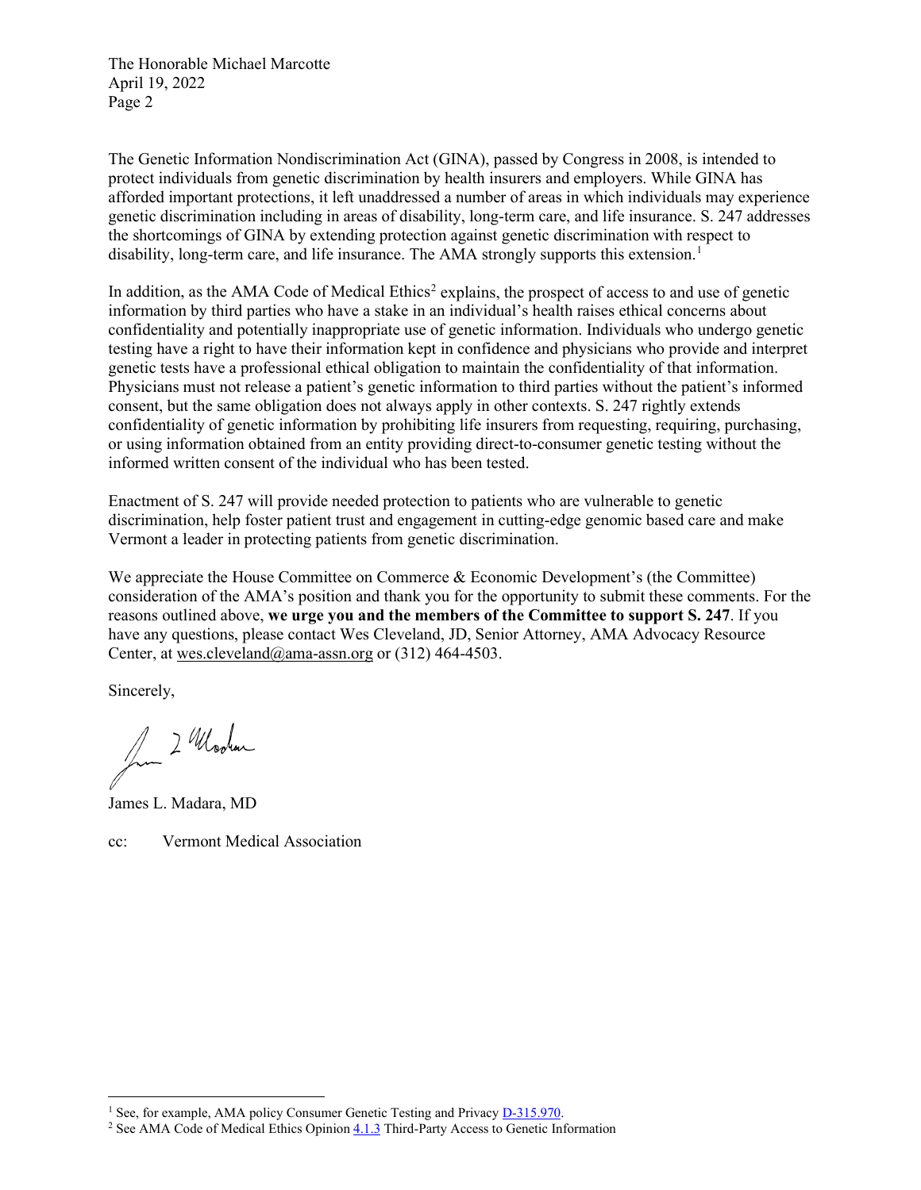The Genetic Information Nondiscrimination Act (GINA), passed by Congress in 2008, is intended to protect individuals from genetic discrimination by health insurers and employers. While GINA has afforded important protections, it left unaddressed a number of areas in which individuals may experience genetic discrimination including in areas of disability, long-term care, and life insurance. S. 247 addresses the shortcomings of GINA by extending protection against genetic discrimination with respect to disability, long-term care, and life insurance. The AMA strongly supports this extension.[1]

In addition, as the AMA Code of Medical Ethics[2] explains, the prospect of access to and use of genetic information by third parties who have a stake in an individual's health raises ethical concerns about confidentiality and potentially inappropriate use of genetic information. Individuals who undergo genetic testing have a right to have their information kept in confidence and physicians who provide and interpret genetic tests have a professional ethical obligation to maintain the confidentiality of that information. Physicians must not release a patient's genetic information to third parties without the patient's informed consent, but the same obligation does not always apply in other contexts. S. 247 rightly extends confidentiality of genetic information by prohibiting life insurers from requesting, requiring, purchasing, or using information obtained from an entity providing direct-to-consumer genetic testing without the informed written consent of the individual who has been tested.

Enactment of S. 247 will provide needed protection to patients who are vulnerable to genetic discrimination, help foster patient trust and engagement in cutting-edge genomic based care and make Vermont a leader in protecting patients from genetic discrimination.

We appreciate the House Committee on Commerce & Economic Development's (the Committee) consideration of the AMA's position and thank you for the opportunity to submit these comments. For the reasons outlined above, **we urge you and the members of the Committee to support S. 247**. If you have any questions, please contact Wes Cleveland, JD, Senior Attorney, AMA Advocacy Resource Center, at wes.cleveland@ama-assn.org or (312) 464-4503.

Sincerely,

James L. Madara, MD

cc: Vermont Medical Association

---

[1] See, for example, AMA policy Consumer Genetic Testing and Privacy D-315.970.

[2] See AMA Code of Medical Ethics Opinion 4.1.3 Third-Party Access to Genetic Information